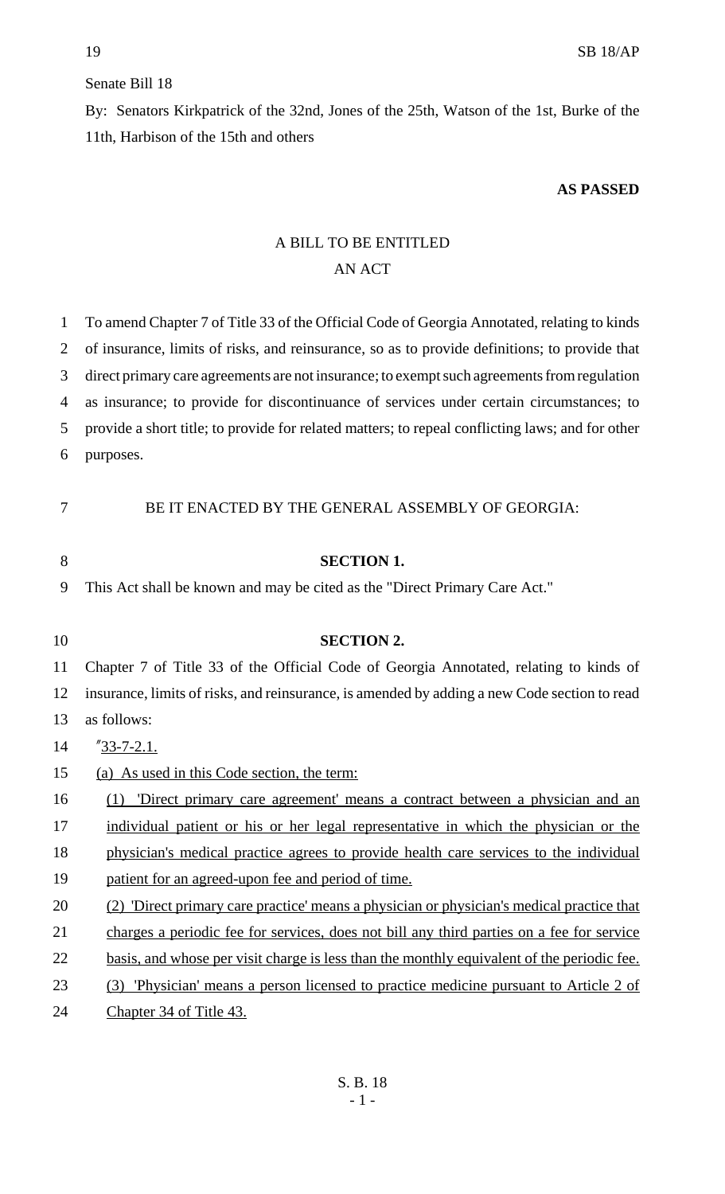Senate Bill 18

By: Senators Kirkpatrick of the 32nd, Jones of the 25th, Watson of the 1st, Burke of the 11th, Harbison of the 15th and others

**AS PASSED**

# A BILL TO BE ENTITLED
# AN ACT

To amend Chapter 7 of Title 33 of the Official Code of Georgia Annotated, relating to kinds of insurance, limits of risks, and reinsurance, so as to provide definitions; to provide that direct primary care agreements are not insurance; to exempt such agreements from regulation as insurance; to provide for discontinuance of services under certain circumstances; to provide a short title; to provide for related matters; to repeal conflicting laws; and for other purposes.

BE IT ENACTED BY THE GENERAL ASSEMBLY OF GEORGIA:

**SECTION 1.**

This Act shall be known and may be cited as the "Direct Primary Care Act."

**SECTION 2.**

Chapter 7 of Title 33 of the Official Code of Georgia Annotated, relating to kinds of insurance, limits of risks, and reinsurance, is amended by adding a new Code section to read as follows:

"33-7-2.1.

(a) As used in this Code section, the term:

(1) 'Direct primary care agreement' means a contract between a physician and an individual patient or his or her legal representative in which the physician or the physician's medical practice agrees to provide health care services to the individual patient for an agreed-upon fee and period of time.

(2) 'Direct primary care practice' means a physician or physician's medical practice that charges a periodic fee for services, does not bill any third parties on a fee for service basis, and whose per visit charge is less than the monthly equivalent of the periodic fee.

(3) 'Physician' means a person licensed to practice medicine pursuant to Article 2 of Chapter 34 of Title 43.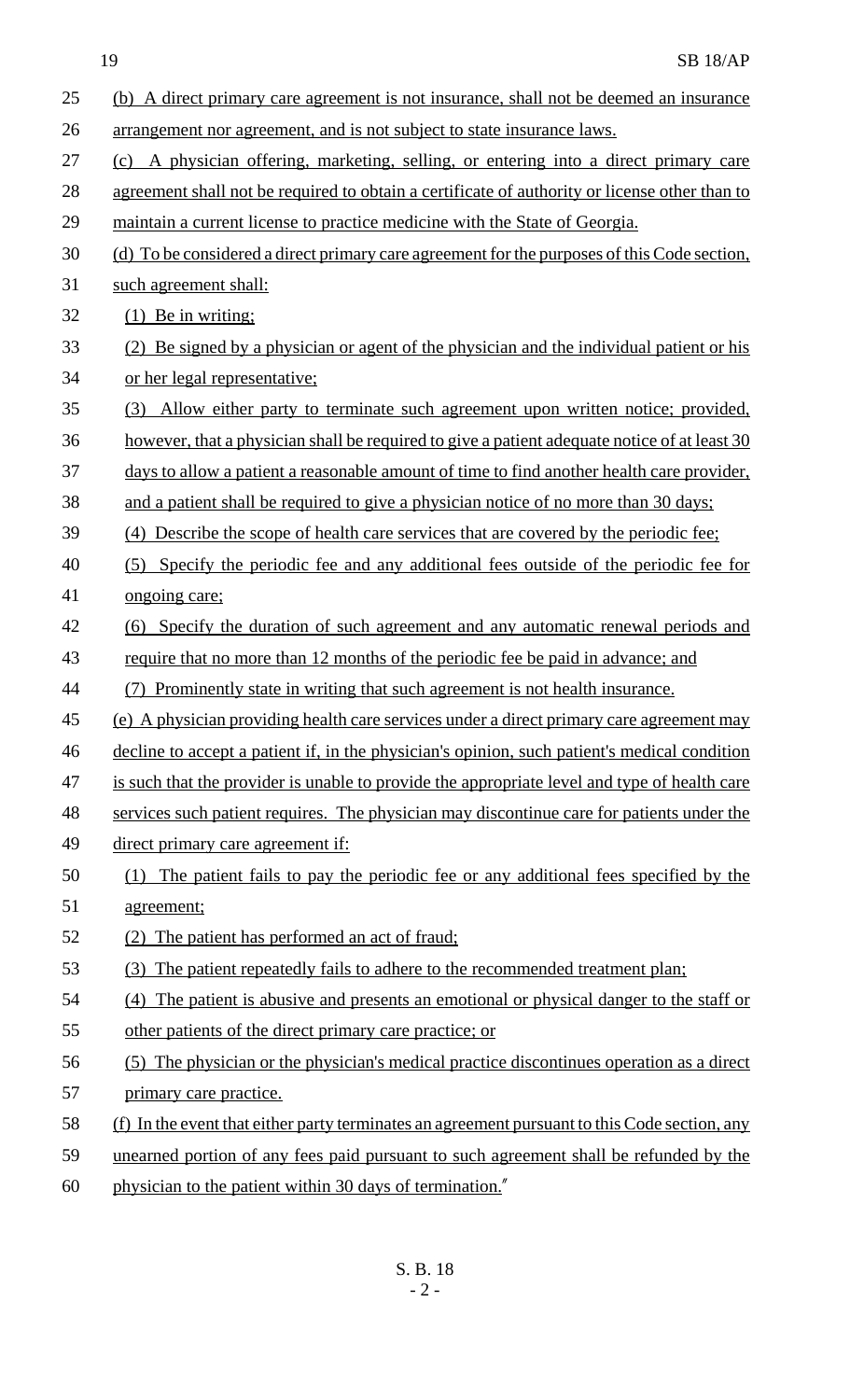(b) A direct primary care agreement is not insurance, shall not be deemed an insurance arrangement nor agreement, and is not subject to state insurance laws.

(c) A physician offering, marketing, selling, or entering into a direct primary care agreement shall not be required to obtain a certificate of authority or license other than to maintain a current license to practice medicine with the State of Georgia.

(d) To be considered a direct primary care agreement for the purposes of this Code section, such agreement shall:

(1) Be in writing;

(2) Be signed by a physician or agent of the physician and the individual patient or his or her legal representative;

(3) Allow either party to terminate such agreement upon written notice; provided, however, that a physician shall be required to give a patient adequate notice of at least 30 days to allow a patient a reasonable amount of time to find another health care provider, and a patient shall be required to give a physician notice of no more than 30 days;

(4) Describe the scope of health care services that are covered by the periodic fee;

(5) Specify the periodic fee and any additional fees outside of the periodic fee for ongoing care;

(6) Specify the duration of such agreement and any automatic renewal periods and require that no more than 12 months of the periodic fee be paid in advance; and

(7) Prominently state in writing that such agreement is not health insurance.

(e) A physician providing health care services under a direct primary care agreement may decline to accept a patient if, in the physician's opinion, such patient's medical condition is such that the provider is unable to provide the appropriate level and type of health care services such patient requires. The physician may discontinue care for patients under the direct primary care agreement if:

(1) The patient fails to pay the periodic fee or any additional fees specified by the agreement;

(2) The patient has performed an act of fraud;

(3) The patient repeatedly fails to adhere to the recommended treatment plan;

(4) The patient is abusive and presents an emotional or physical danger to the staff or other patients of the direct primary care practice; or

(5) The physician or the physician's medical practice discontinues operation as a direct primary care practice.

(f) In the event that either party terminates an agreement pursuant to this Code section, any unearned portion of any fees paid pursuant to such agreement shall be refunded by the physician to the patient within 30 days of termination."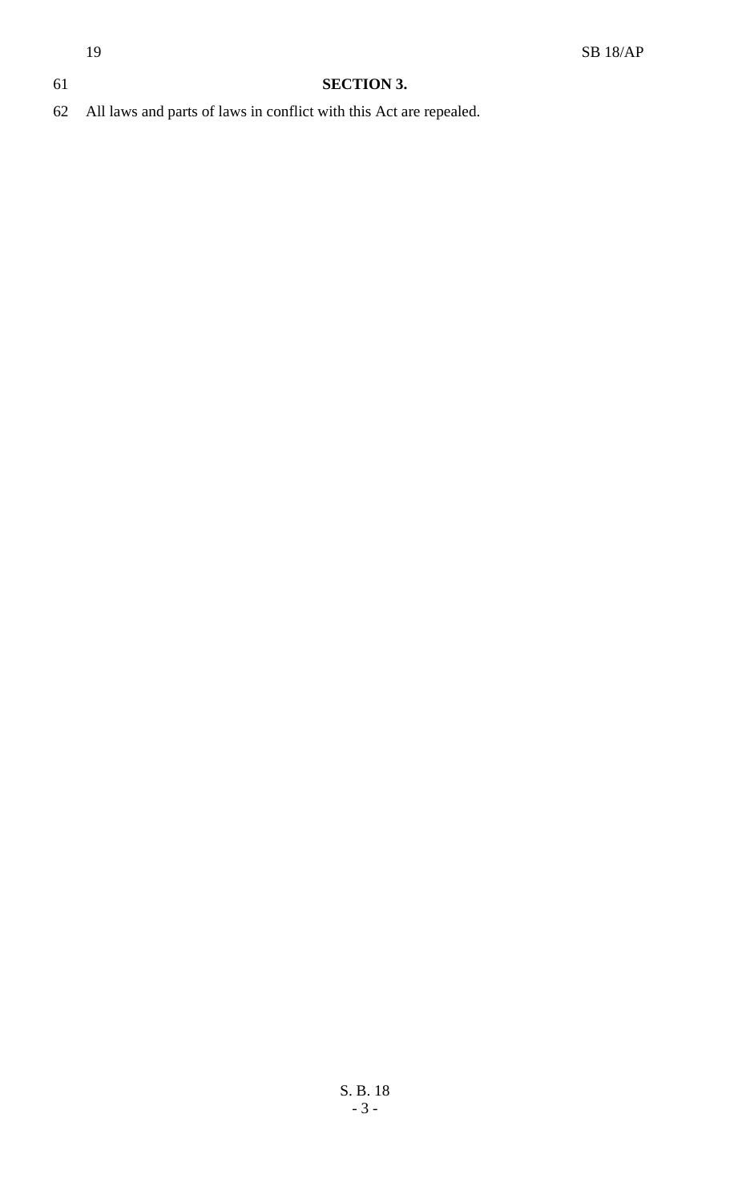**SECTION 3.**

All laws and parts of laws in conflict with this Act are repealed.